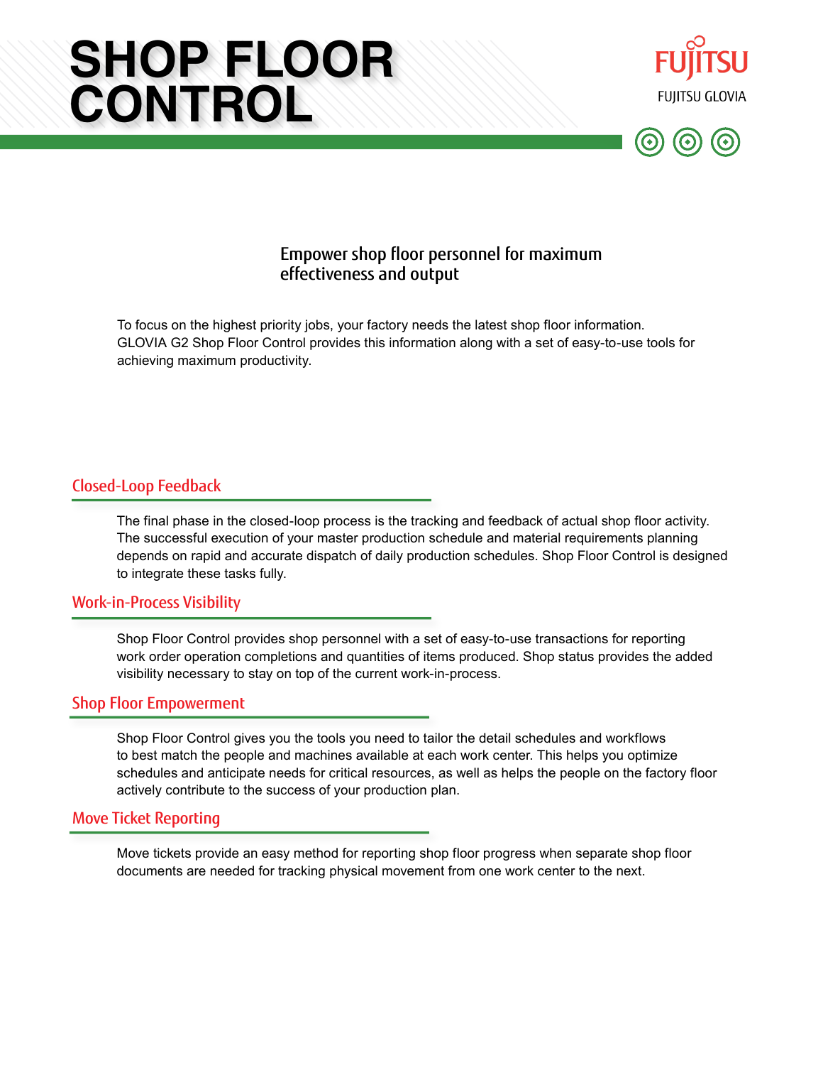# SHOP FLOOR CONTROL

FUJITSU

FUJITSU GLOVIA

## Empower shop floor personnel for maximum effectiveness and output

To focus on the highest priority jobs, your factory needs the latest shop floor information. GLOVIA G2 Shop Floor Control provides this information along with a set of easy-to-use tools for achieving maximum productivity.

### Closed-Loop Feedback

The final phase in the closed-loop process is the tracking and feedback of actual shop floor activity. The successful execution of your master production schedule and material requirements planning depends on rapid and accurate dispatch of daily production schedules. Shop Floor Control is designed to integrate these tasks fully.

### Work-in-Process Visibility

Shop Floor Control provides shop personnel with a set of easy-to-use transactions for reporting work order operation completions and quantities of items produced. Shop status provides the added visibility necessary to stay on top of the current work-in-process.

### Shop Floor Empowerment

Shop Floor Control gives you the tools you need to tailor the detail schedules and workflows to best match the people and machines available at each work center. This helps you optimize schedules and anticipate needs for critical resources, as well as helps the people on the factory floor actively contribute to the success of your production plan.

### Move Ticket Reporting

Move tickets provide an easy method for reporting shop floor progress when separate shop floor documents are needed for tracking physical movement from one work center to the next.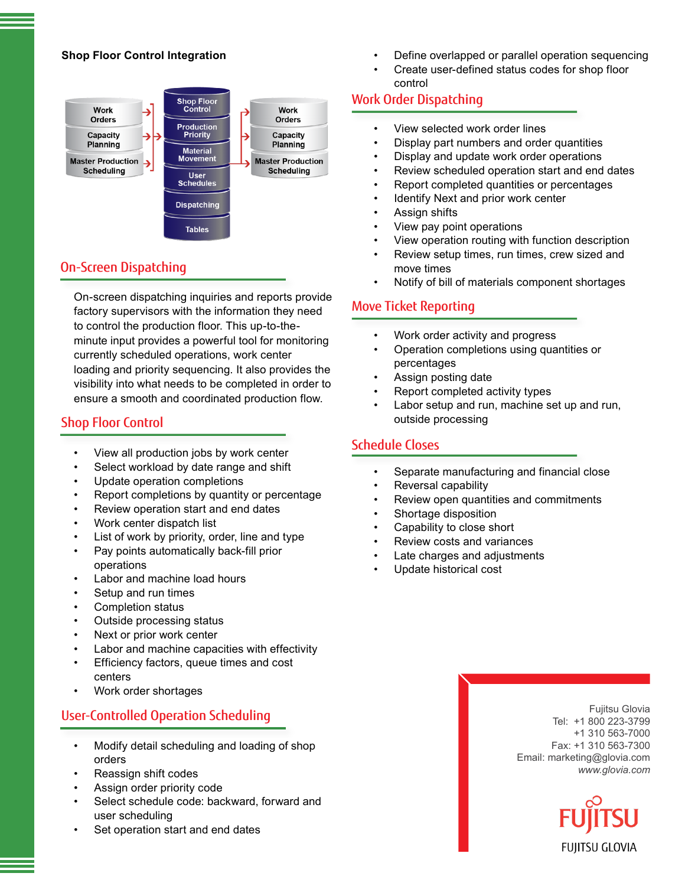**Shop Floor Control Integration**

Work Orders
Capacity Planning
Master Production Scheduling

Shop Floor Control
Production Priority
Material Movement
User Schedules
Dispatching
Tables

Work Orders
Capacity Planning
Master Production Scheduling

## On-Screen Dispatching

On-screen dispatching inquiries and reports provide factory supervisors with the information they need to control the production floor. This up-to-the-minute input provides a powerful tool for monitoring currently scheduled operations, work center loading and priority sequencing. It also provides the visibility into what needs to be completed in order to ensure a smooth and coordinated production flow.

## Shop Floor Control

- View all production jobs by work center
- Select workload by date range and shift
- Update operation completions
- Report completions by quantity or percentage
- Review operation start and end dates
- Work center dispatch list
- List of work by priority, order, line and type
- Pay points automatically back-fill prior operations
- Labor and machine load hours
- Setup and run times
- Completion status
- Outside processing status
- Next or prior work center
- Labor and machine capacities with effectivity
- Efficiency factors, queue times and cost centers
- Work order shortages

## User-Controlled Operation Scheduling

- Modify detail scheduling and loading of shop orders
- Reassign shift codes
- Assign order priority code
- Select schedule code: backward, forward and user scheduling
- Set operation start and end dates
- Define overlapped or parallel operation sequencing
- Create user-defined status codes for shop floor control

## Work Order Dispatching

- View selected work order lines
- Display part numbers and order quantities
- Display and update work order operations
- Review scheduled operation start and end dates
- Report completed quantities or percentages
- Identify Next and prior work center
- Assign shifts
- View pay point operations
- View operation routing with function description
- Review setup times, run times, crew sized and move times
- Notify of bill of materials component shortages

## Move Ticket Reporting

- Work order activity and progress
- Operation completions using quantities or percentages
- Assign posting date
- Report completed activity types
- Labor setup and run, machine set up and run, outside processing

## Schedule Closes

- Separate manufacturing and financial close
- Reversal capability
- Review open quantities and commitments
- Shortage disposition
- Capability to close short
- Review costs and variances
- Late charges and adjustments
- Update historical cost

Fujitsu Glovia
Tel: +1 800 223-3799
+1 310 563-7000
Fax: +1 310 563-7300
Email: marketing@glovia.com
*www.glovia.com*

FUJITSU

FUJITSU GLOVIA